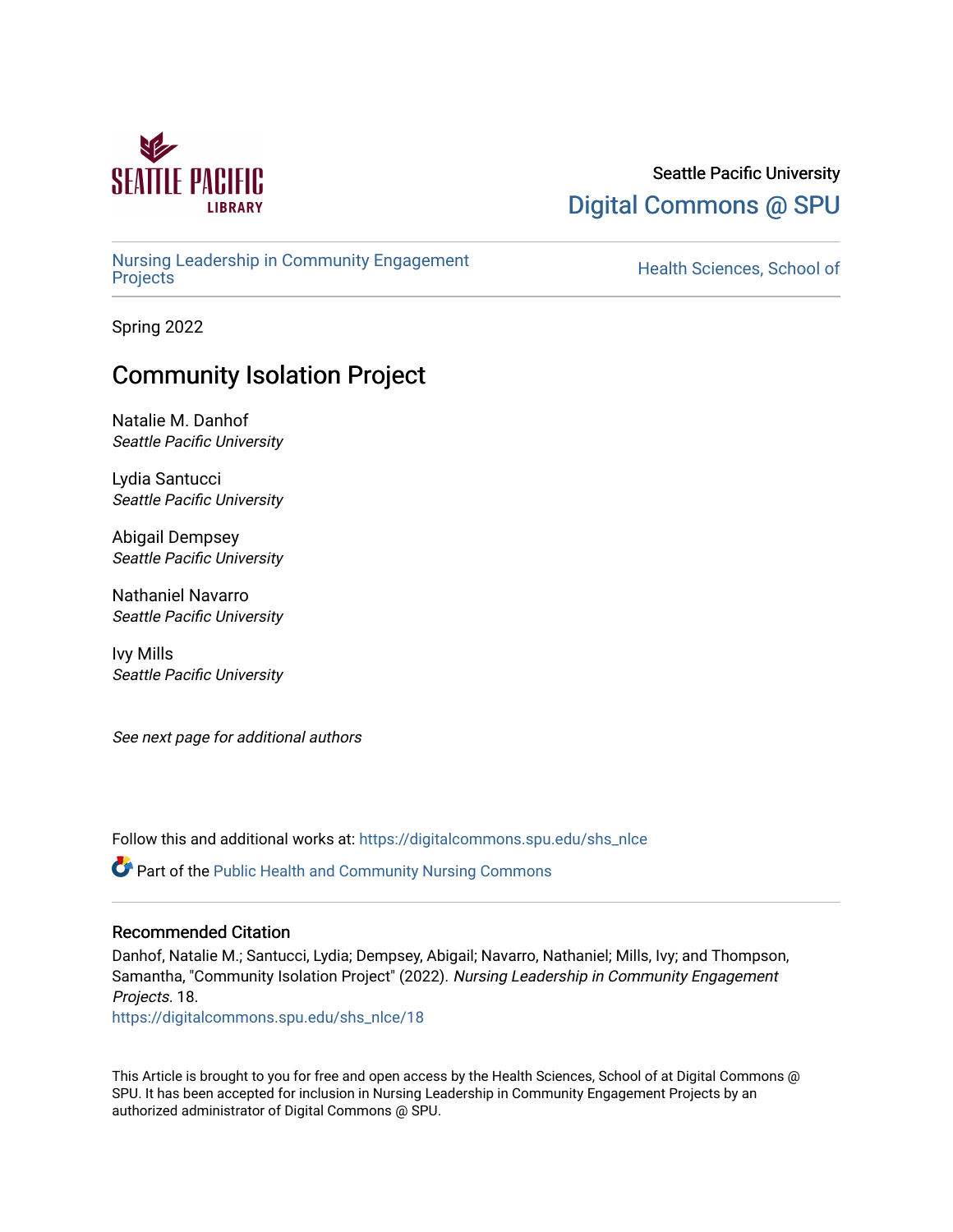Seattle Pacific University

Digital Commons @ SPU

Nursing Leadership in Community Engagement Projects

Health Sciences, School of

Spring 2022

# Community Isolation Project

Natalie M. Danhof
*Seattle Pacific University*

Lydia Santucci
*Seattle Pacific University*

Abigail Dempsey
*Seattle Pacific University*

Nathaniel Navarro
*Seattle Pacific University*

Ivy Mills
*Seattle Pacific University*

*See next page for additional authors*

Follow this and additional works at: https://digitalcommons.spu.edu/shs_nlce

Part of the Public Health and Community Nursing Commons

## Recommended Citation

Danhof, Natalie M.; Santucci, Lydia; Dempsey, Abigail; Navarro, Nathaniel; Mills, Ivy; and Thompson, Samantha, "Community Isolation Project" (2022). *Nursing Leadership in Community Engagement Projects*. 18.
https://digitalcommons.spu.edu/shs_nlce/18

This Article is brought to you for free and open access by the Health Sciences, School of at Digital Commons @ SPU. It has been accepted for inclusion in Nursing Leadership in Community Engagement Projects by an authorized administrator of Digital Commons @ SPU.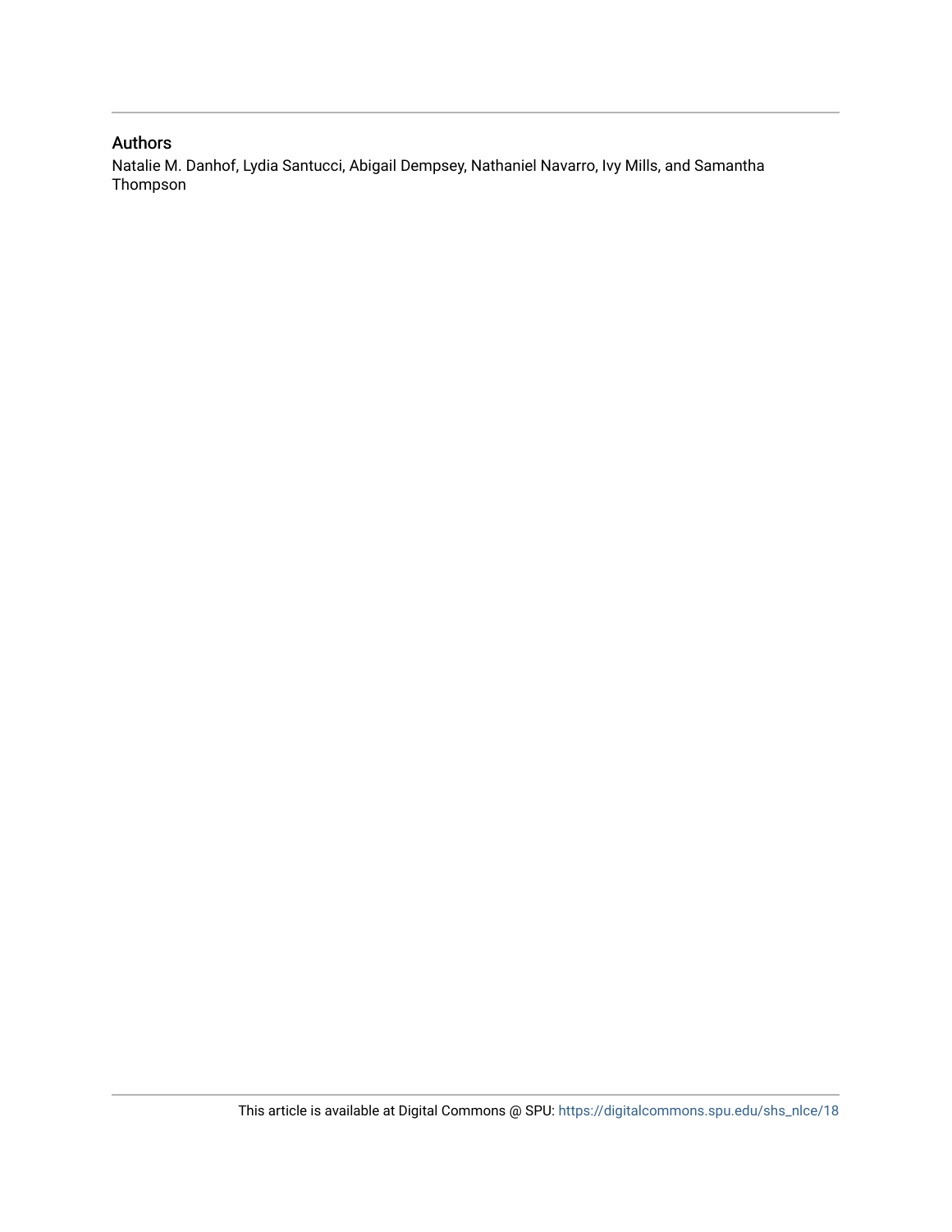## Authors

Natalie M. Danhof, Lydia Santucci, Abigail Dempsey, Nathaniel Navarro, Ivy Mills, and Samantha Thompson

This article is available at Digital Commons @ SPU: https://digitalcommons.spu.edu/shs_nlce/18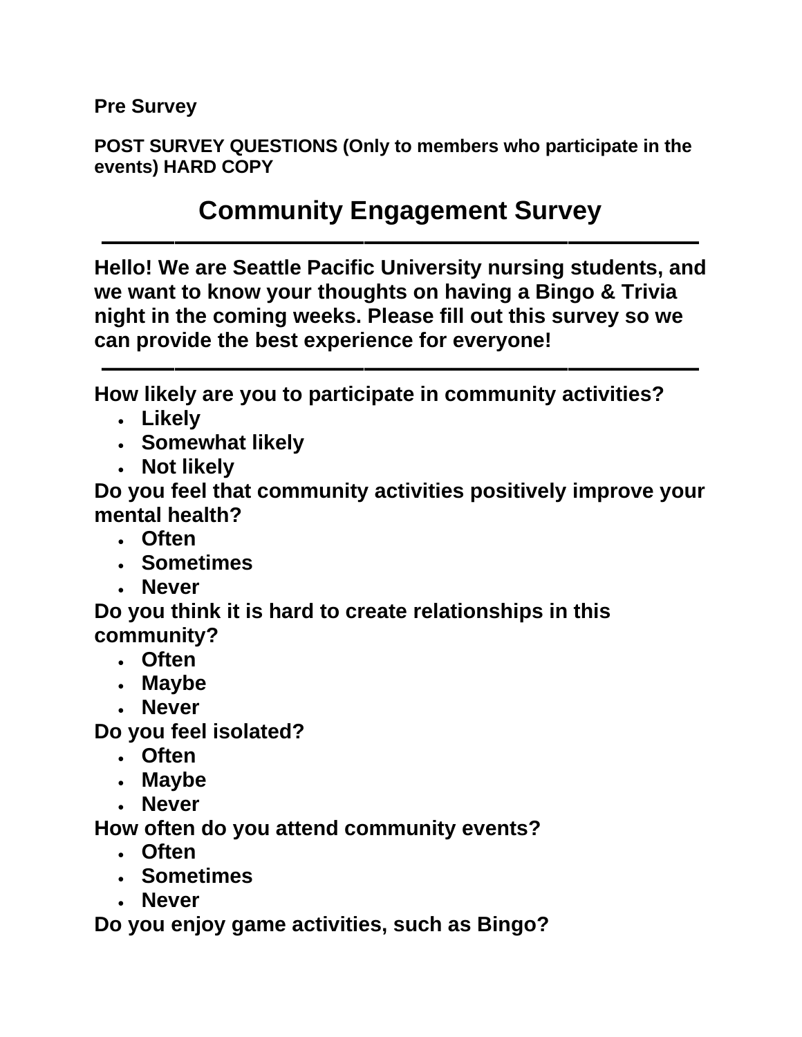**Pre Survey**

**POST SURVEY QUESTIONS (Only to members who participate in the events) HARD COPY**

# Community Engagement Survey

---

**Hello! We are Seattle Pacific University nursing students, and we want to know your thoughts on having a Bingo & Trivia night in the coming weeks. Please fill out this survey so we can provide the best experience for everyone!**

---

**How likely are you to participate in community activities?**

- **Likely**
- **Somewhat likely**
- **Not likely**

**Do you feel that community activities positively improve your mental health?**

- **Often**
- **Sometimes**
- **Never**

**Do you think it is hard to create relationships in this community?**

- **Often**
- **Maybe**
- **Never**

**Do you feel isolated?**

- **Often**
- **Maybe**
- **Never**

**How often do you attend community events?**

- **Often**
- **Sometimes**
- **Never**

**Do you enjoy game activities, such as Bingo?**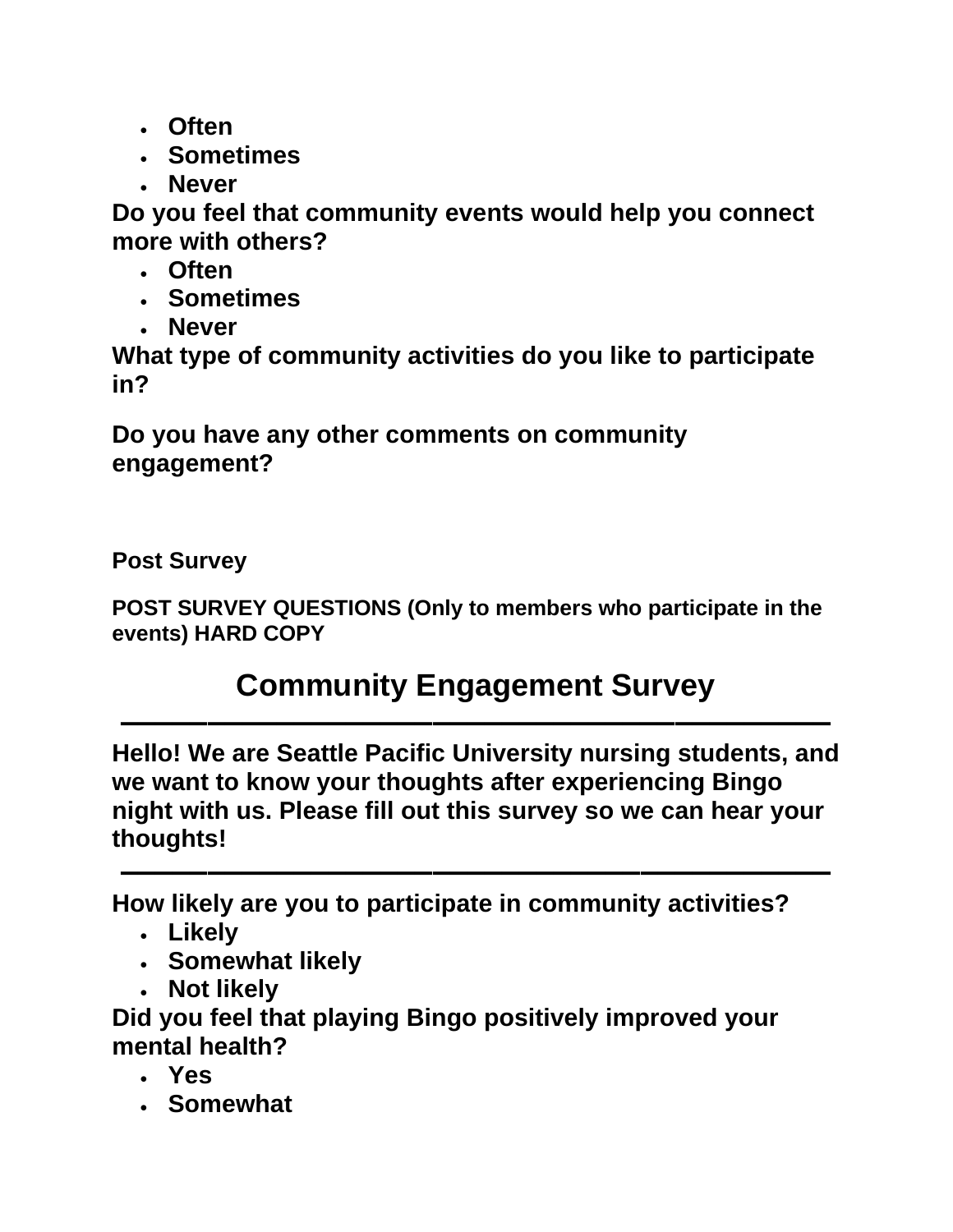- **Often**
- **Sometimes**
- **Never**

**Do you feel that community events would help you connect more with others?**

- **Often**
- **Sometimes**
- **Never**

**What type of community activities do you like to participate in?**

**Do you have any other comments on community engagement?**

**Post Survey**

**POST SURVEY QUESTIONS (Only to members who participate in the events) HARD COPY**

# Community Engagement Survey

---

**Hello! We are Seattle Pacific University nursing students, and we want to know your thoughts after experiencing Bingo night with us. Please fill out this survey so we can hear your thoughts!**

---

**How likely are you to participate in community activities?**

- **Likely**
- **Somewhat likely**
- **Not likely**

**Did you feel that playing Bingo positively improved your mental health?**

- **Yes**
- **Somewhat**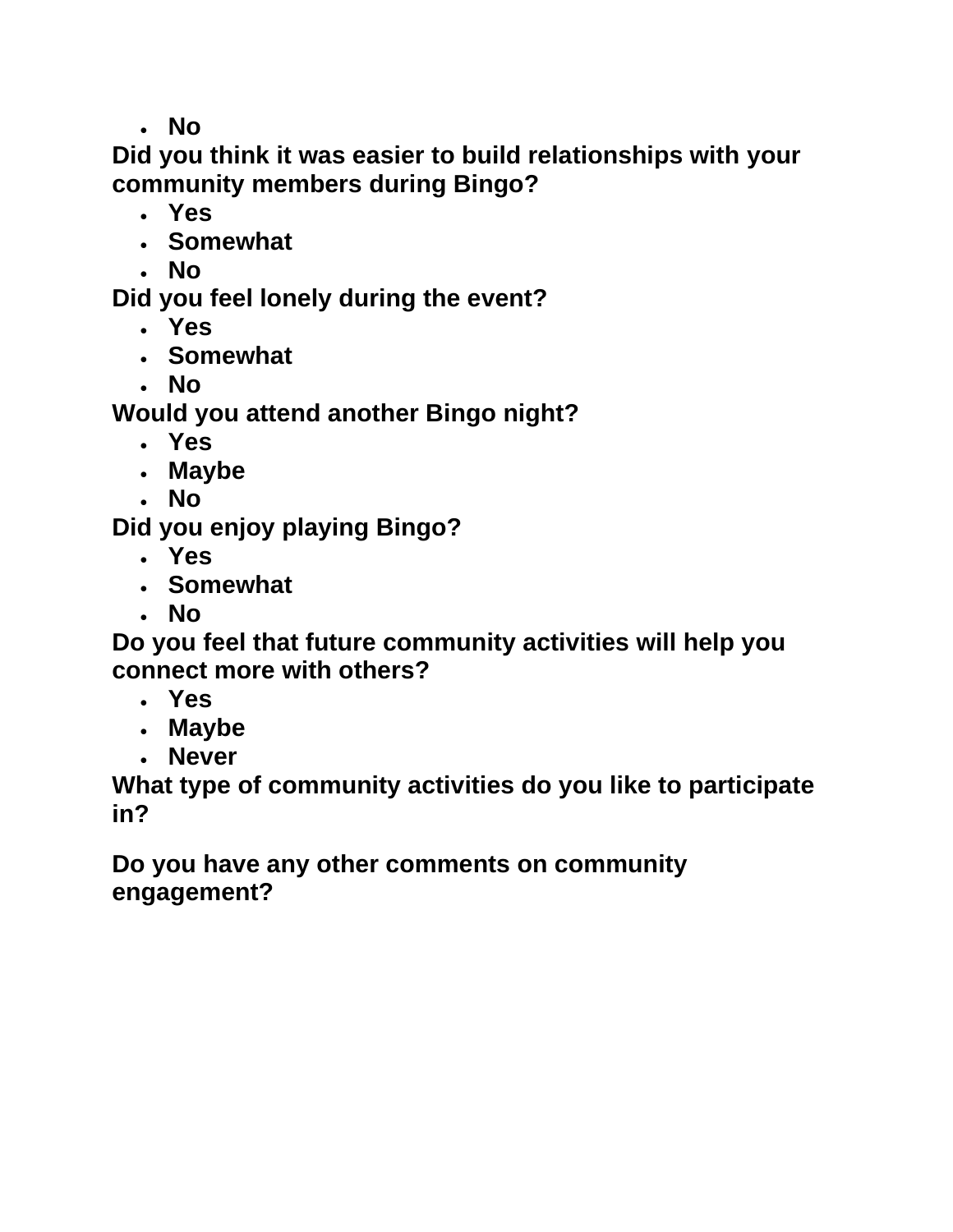- **No**

**Did you think it was easier to build relationships with your community members during Bingo?**

- **Yes**
- **Somewhat**
- **No**

**Did you feel lonely during the event?**

- **Yes**
- **Somewhat**
- **No**

**Would you attend another Bingo night?**

- **Yes**
- **Maybe**
- **No**

**Did you enjoy playing Bingo?**

- **Yes**
- **Somewhat**
- **No**

**Do you feel that future community activities will help you connect more with others?**

- **Yes**
- **Maybe**
- **Never**

**What type of community activities do you like to participate in?**

**Do you have any other comments on community engagement?**